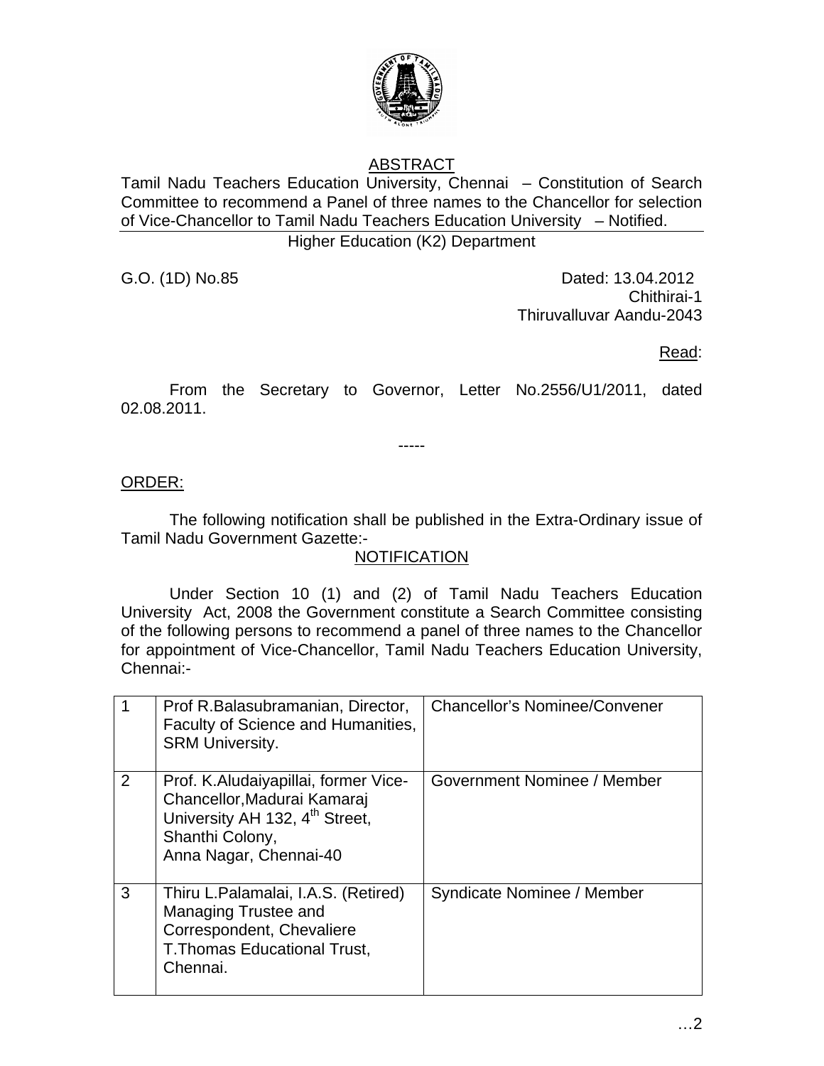## ABSTRACT

Tamil Nadu Teachers Education University, Chennai – Constitution of Search Committee to recommend a Panel of three names to the Chancellor for selection of Vice-Chancellor to Tamil Nadu Teachers Education University – Notified.

Higher Education (K2) Department

G.O. (1D) No.85 Dated: 13.04.2012
Chithirai-1
Thiruvalluvar Aandu-2043

Read:

From the Secretary to Governor, Letter No.2556/U1/2011, dated 02.08.2011.

-----

ORDER:

The following notification shall be published in the Extra-Ordinary issue of Tamil Nadu Government Gazette:-

NOTIFICATION

Under Section 10 (1) and (2) of Tamil Nadu Teachers Education University Act, 2008 the Government constitute a Search Committee consisting of the following persons to recommend a panel of three names to the Chancellor for appointment of Vice-Chancellor, Tamil Nadu Teachers Education University, Chennai:-

| | | |
|---|---|---|
| 1 | Prof R.Balasubramanian, Director, Faculty of Science and Humanities, SRM University. | Chancellor's Nominee/Convener |
| 2 | Prof. K.Aludaiyapillai, former Vice-Chancellor, Madurai Kamaraj University AH 132, 4th Street, Shanthi Colony, Anna Nagar, Chennai-40 | Government Nominee / Member |
| 3 | Thiru L.Palamalai, I.A.S. (Retired) Managing Trustee and Correspondent, Chevaliere T.Thomas Educational Trust, Chennai. | Syndicate Nominee / Member |

…2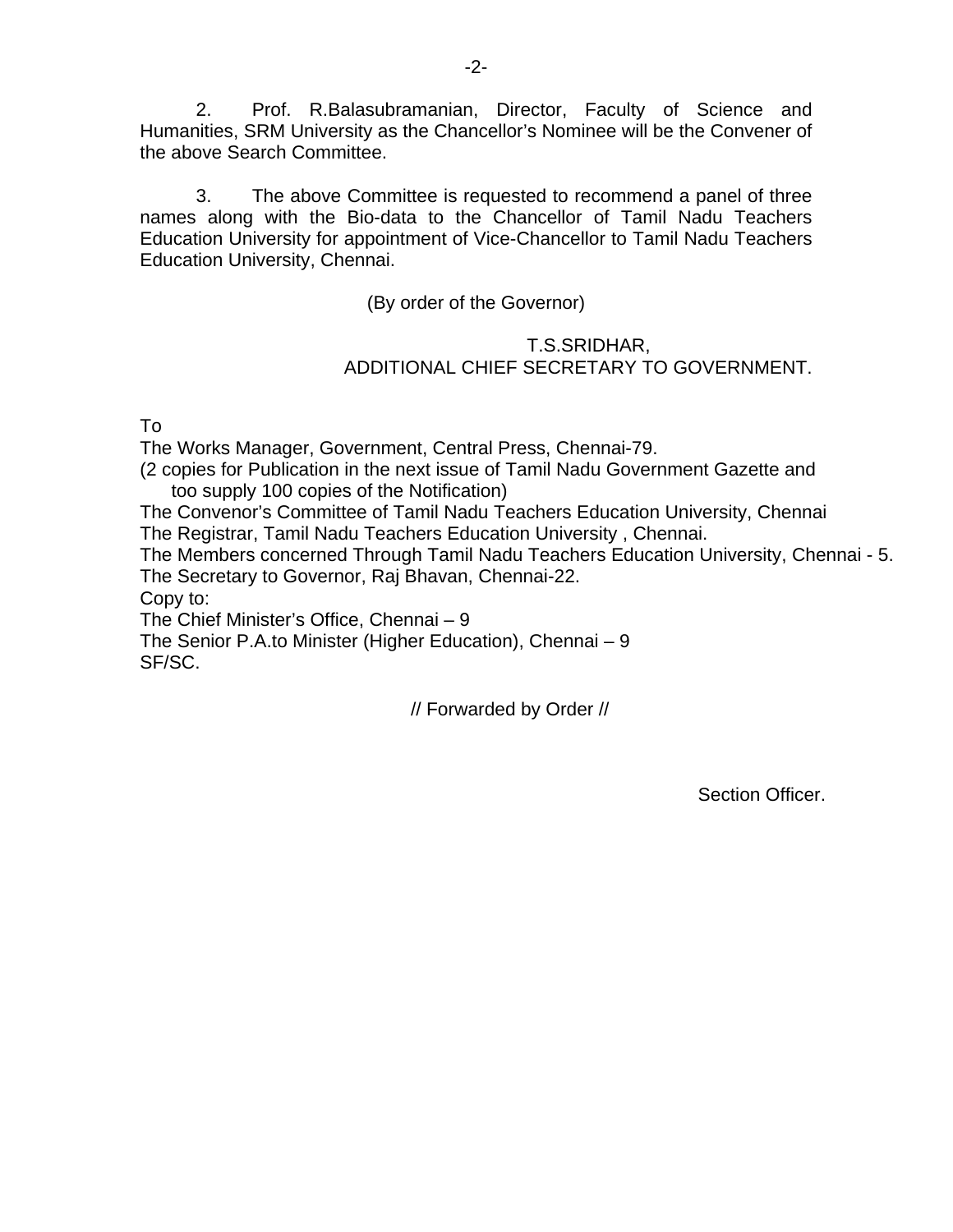2. Prof. R.Balasubramanian, Director, Faculty of Science and Humanities, SRM University as the Chancellor's Nominee will be the Convener of the above Search Committee.

3. The above Committee is requested to recommend a panel of three names along with the Bio-data to the Chancellor of Tamil Nadu Teachers Education University for appointment of Vice-Chancellor to Tamil Nadu Teachers Education University, Chennai.

(By order of the Governor)

T.S.SRIDHAR,
ADDITIONAL CHIEF SECRETARY TO GOVERNMENT.

To
The Works Manager, Government, Central Press, Chennai-79.
(2 copies for Publication in the next issue of Tamil Nadu Government Gazette and too supply 100 copies of the Notification)
The Convenor's Committee of Tamil Nadu Teachers Education University, Chennai
The Registrar, Tamil Nadu Teachers Education University , Chennai.
The Members concerned Through Tamil Nadu Teachers Education University, Chennai - 5.
The Secretary to Governor, Raj Bhavan, Chennai-22.
Copy to:
The Chief Minister's Office, Chennai – 9
The Senior P.A.to Minister (Higher Education), Chennai – 9
SF/SC.

// Forwarded by Order //

Section Officer.